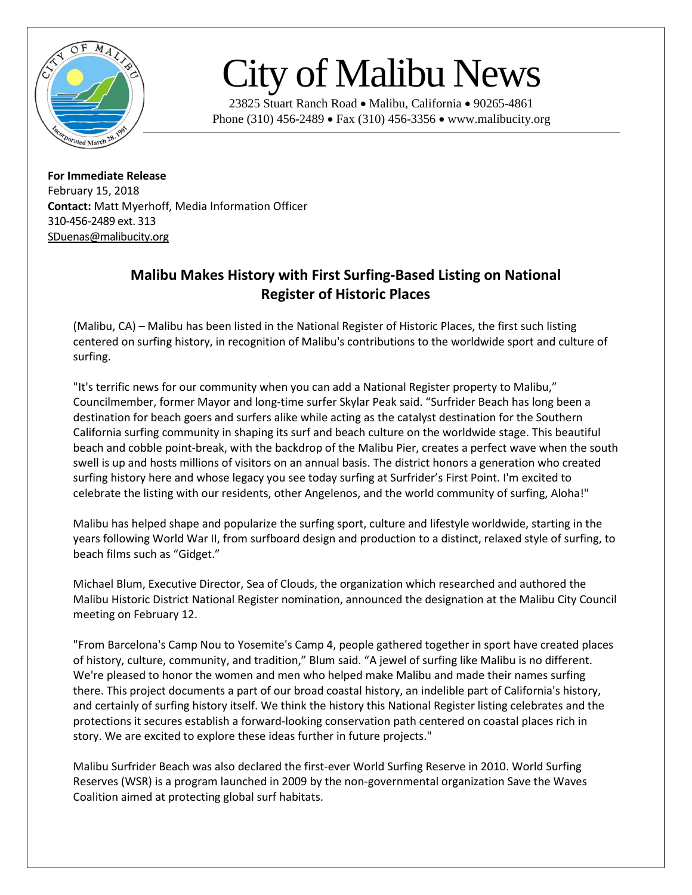# City of Malibu News

23825 Stuart Ranch Road • Malibu, California • 90265-4861
Phone (310) 456-2489 • Fax (310) 456-3356 • www.malibucity.org

**For Immediate Release**
February 15, 2018
**Contact:** Matt Myerhoff, Media Information Officer
310-456-2489 ext. 313
SDuenas@malibucity.org

## Malibu Makes History with First Surfing-Based Listing on National Register of Historic Places

(Malibu, CA) – Malibu has been listed in the National Register of Historic Places, the first such listing centered on surfing history, in recognition of Malibu's contributions to the worldwide sport and culture of surfing.

"It's terrific news for our community when you can add a National Register property to Malibu," Councilmember, former Mayor and long-time surfer Skylar Peak said. "Surfrider Beach has long been a destination for beach goers and surfers alike while acting as the catalyst destination for the Southern California surfing community in shaping its surf and beach culture on the worldwide stage. This beautiful beach and cobble point-break, with the backdrop of the Malibu Pier, creates a perfect wave when the south swell is up and hosts millions of visitors on an annual basis. The district honors a generation who created surfing history here and whose legacy you see today surfing at Surfrider's First Point. I'm excited to celebrate the listing with our residents, other Angelenos, and the world community of surfing, Aloha!"

Malibu has helped shape and popularize the surfing sport, culture and lifestyle worldwide, starting in the years following World War II, from surfboard design and production to a distinct, relaxed style of surfing, to beach films such as "Gidget."

Michael Blum, Executive Director, Sea of Clouds, the organization which researched and authored the Malibu Historic District National Register nomination, announced the designation at the Malibu City Council meeting on February 12.

"From Barcelona's Camp Nou to Yosemite's Camp 4, people gathered together in sport have created places of history, culture, community, and tradition," Blum said. "A jewel of surfing like Malibu is no different. We're pleased to honor the women and men who helped make Malibu and made their names surfing there. This project documents a part of our broad coastal history, an indelible part of California's history, and certainly of surfing history itself. We think the history this National Register listing celebrates and the protections it secures establish a forward-looking conservation path centered on coastal places rich in story. We are excited to explore these ideas further in future projects."

Malibu Surfrider Beach was also declared the first-ever World Surfing Reserve in 2010. World Surfing Reserves (WSR) is a program launched in 2009 by the non-governmental organization Save the Waves Coalition aimed at protecting global surf habitats.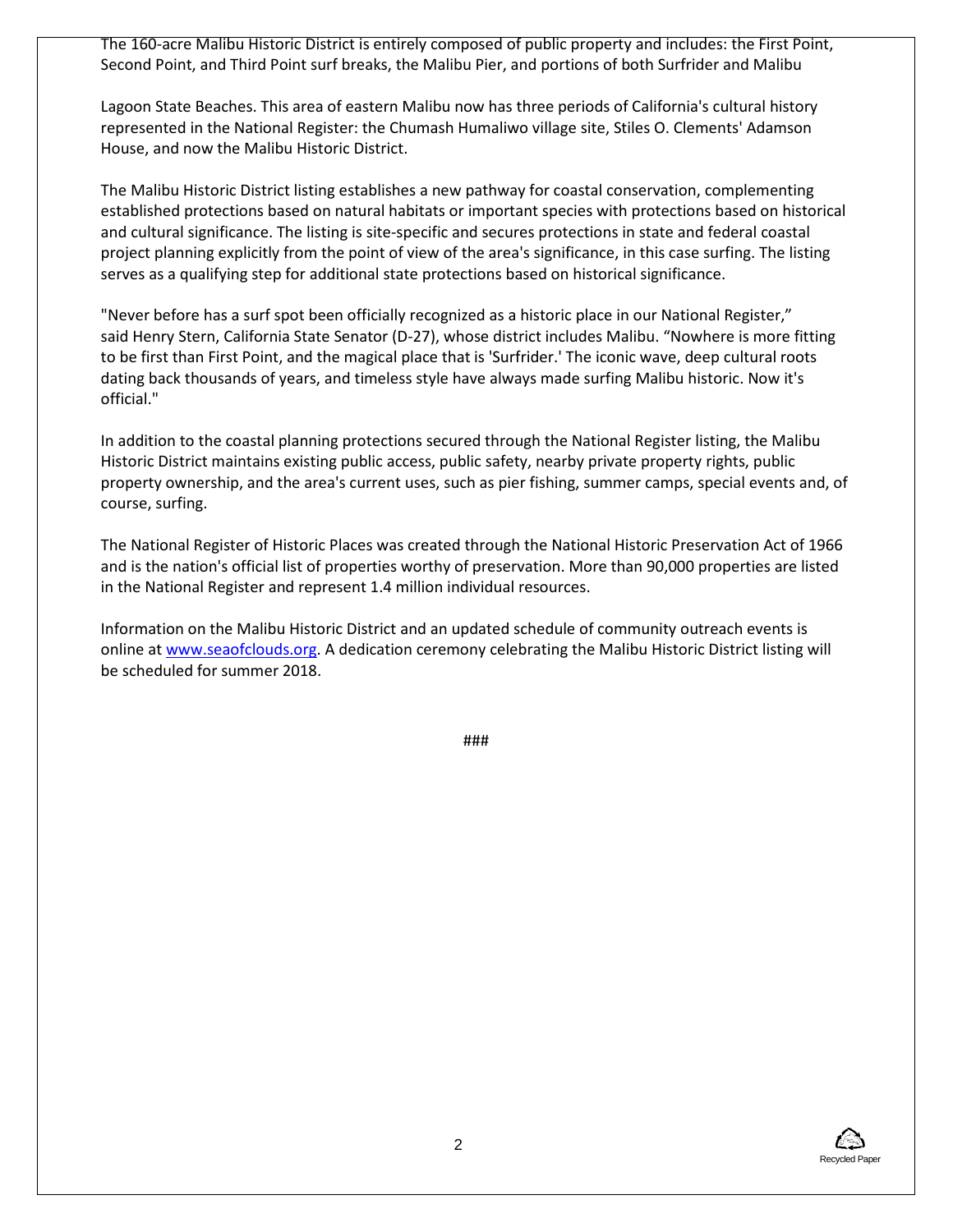The 160-acre Malibu Historic District is entirely composed of public property and includes: the First Point, Second Point, and Third Point surf breaks, the Malibu Pier, and portions of both Surfrider and Malibu

Lagoon State Beaches. This area of eastern Malibu now has three periods of California's cultural history represented in the National Register: the Chumash Humaliwo village site, Stiles O. Clements' Adamson House, and now the Malibu Historic District.

The Malibu Historic District listing establishes a new pathway for coastal conservation, complementing established protections based on natural habitats or important species with protections based on historical and cultural significance. The listing is site-specific and secures protections in state and federal coastal project planning explicitly from the point of view of the area's significance, in this case surfing. The listing serves as a qualifying step for additional state protections based on historical significance.

"Never before has a surf spot been officially recognized as a historic place in our National Register," said Henry Stern, California State Senator (D-27), whose district includes Malibu. "Nowhere is more fitting to be first than First Point, and the magical place that is 'Surfrider.' The iconic wave, deep cultural roots dating back thousands of years, and timeless style have always made surfing Malibu historic. Now it's official."

In addition to the coastal planning protections secured through the National Register listing, the Malibu Historic District maintains existing public access, public safety, nearby private property rights, public property ownership, and the area's current uses, such as pier fishing, summer camps, special events and, of course, surfing.

The National Register of Historic Places was created through the National Historic Preservation Act of 1966 and is the nation's official list of properties worthy of preservation. More than 90,000 properties are listed in the National Register and represent 1.4 million individual resources.

Information on the Malibu Historic District and an updated schedule of community outreach events is online at [www.seaofclouds.org](http://www.seaofclouds.org). A dedication ceremony celebrating the Malibu Historic District listing will be scheduled for summer 2018.

###

Recycled Paper